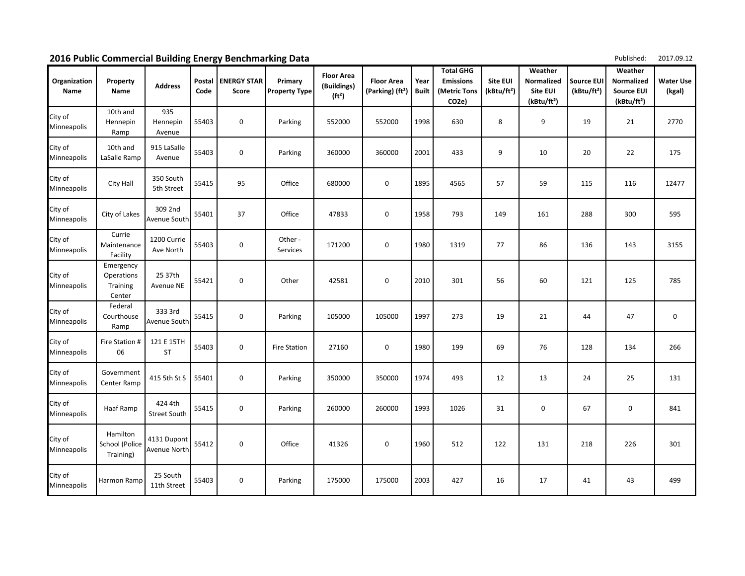## 2016 Public Commercial Building Energy Benchmarking Data

Published: 2017.09.12

| Organization Name | Property Name | Address | Postal Code | ENERGY STAR Score | Primary Property Type | Floor Area (Buildings) (ft²) | Floor Area (Parking) (ft²) | Year Built | Total GHG Emissions (Metric Tons CO2e) | Site EUI (kBtu/ft²) | Weather Normalized Site EUI (kBtu/ft²) | Source EUI (kBtu/ft²) | Weather Normalized Source EUI (kBtu/ft²) | Water Use (kgal) |
|---|---|---|---|---|---|---|---|---|---|---|---|---|---|---|
| City of Minneapolis | 10th and Hennepin Ramp | 935 Hennepin Avenue | 55403 | 0 | Parking | 552000 | 552000 | 1998 | 630 | 8 | 9 | 19 | 21 | 2770 |
| City of Minneapolis | 10th and LaSalle Ramp | 915 LaSalle Avenue | 55403 | 0 | Parking | 360000 | 360000 | 2001 | 433 | 9 | 10 | 20 | 22 | 175 |
| City of Minneapolis | City Hall | 350 South 5th Street | 55415 | 95 | Office | 680000 | 0 | 1895 | 4565 | 57 | 59 | 115 | 116 | 12477 |
| City of Minneapolis | City of Lakes | 309 2nd Avenue South | 55401 | 37 | Office | 47833 | 0 | 1958 | 793 | 149 | 161 | 288 | 300 | 595 |
| City of Minneapolis | Currie Maintenance Facility | 1200 Currie Ave North | 55403 | 0 | Other - Services | 171200 | 0 | 1980 | 1319 | 77 | 86 | 136 | 143 | 3155 |
| City of Minneapolis | Emergency Operations Training Center | 25 37th Avenue NE | 55421 | 0 | Other | 42581 | 0 | 2010 | 301 | 56 | 60 | 121 | 125 | 785 |
| City of Minneapolis | Federal Courthouse Ramp | 333 3rd Avenue South | 55415 | 0 | Parking | 105000 | 105000 | 1997 | 273 | 19 | 21 | 44 | 47 | 0 |
| City of Minneapolis | Fire Station # 06 | 121 E 15TH ST | 55403 | 0 | Fire Station | 27160 | 0 | 1980 | 199 | 69 | 76 | 128 | 134 | 266 |
| City of Minneapolis | Government Center Ramp | 415 5th St S | 55401 | 0 | Parking | 350000 | 350000 | 1974 | 493 | 12 | 13 | 24 | 25 | 131 |
| City of Minneapolis | Haaf Ramp | 424 4th Street South | 55415 | 0 | Parking | 260000 | 260000 | 1993 | 1026 | 31 | 0 | 67 | 0 | 841 |
| City of Minneapolis | Hamilton School (Police Training) | 4131 Dupont Avenue North | 55412 | 0 | Office | 41326 | 0 | 1960 | 512 | 122 | 131 | 218 | 226 | 301 |
| City of Minneapolis | Harmon Ramp | 25 South 11th Street | 55403 | 0 | Parking | 175000 | 175000 | 2003 | 427 | 16 | 17 | 41 | 43 | 499 |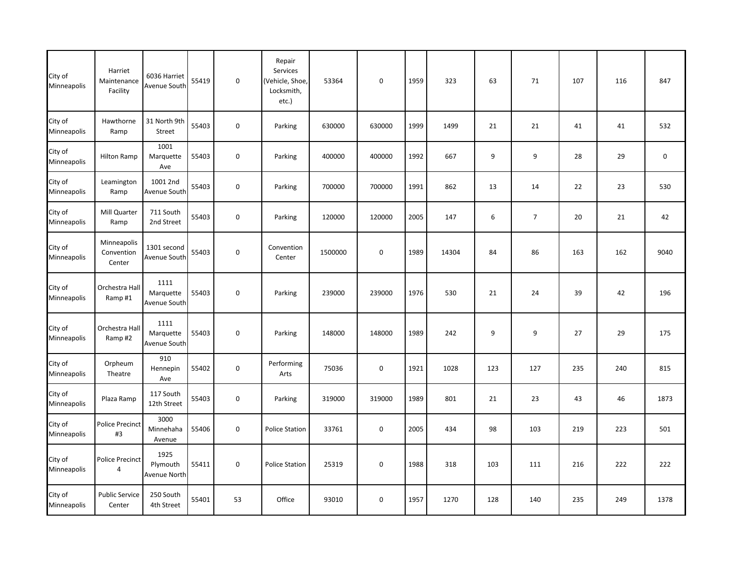| | | | | | | | | | | | | | | |
|---|---|---|---|---|---|---|---|---|---|---|---|---|---|---|
| City of Minneapolis | Harriet Maintenance Facility | 6036 Harriet Avenue South | 55419 | 0 | Repair Services (Vehicle, Shoe, Locksmith, etc.) | 53364 | 0 | 1959 | 323 | 63 | 71 | 107 | 116 | 847 |
| City of Minneapolis | Hawthorne Ramp | 31 North 9th Street | 55403 | 0 | Parking | 630000 | 630000 | 1999 | 1499 | 21 | 21 | 41 | 41 | 532 |
| City of Minneapolis | Hilton Ramp | 1001 Marquette Ave | 55403 | 0 | Parking | 400000 | 400000 | 1992 | 667 | 9 | 9 | 28 | 29 | 0 |
| City of Minneapolis | Leamington Ramp | 1001 2nd Avenue South | 55403 | 0 | Parking | 700000 | 700000 | 1991 | 862 | 13 | 14 | 22 | 23 | 530 |
| City of Minneapolis | Mill Quarter Ramp | 711 South 2nd Street | 55403 | 0 | Parking | 120000 | 120000 | 2005 | 147 | 6 | 7 | 20 | 21 | 42 |
| City of Minneapolis | Minneapolis Convention Center | 1301 second Avenue South | 55403 | 0 | Convention Center | 1500000 | 0 | 1989 | 14304 | 84 | 86 | 163 | 162 | 9040 |
| City of Minneapolis | Orchestra Hall Ramp #1 | 1111 Marquette Avenue South | 55403 | 0 | Parking | 239000 | 239000 | 1976 | 530 | 21 | 24 | 39 | 42 | 196 |
| City of Minneapolis | Orchestra Hall Ramp #2 | 1111 Marquette Avenue South | 55403 | 0 | Parking | 148000 | 148000 | 1989 | 242 | 9 | 9 | 27 | 29 | 175 |
| City of Minneapolis | Orpheum Theatre | 910 Hennepin Ave | 55402 | 0 | Performing Arts | 75036 | 0 | 1921 | 1028 | 123 | 127 | 235 | 240 | 815 |
| City of Minneapolis | Plaza Ramp | 117 South 12th Street | 55403 | 0 | Parking | 319000 | 319000 | 1989 | 801 | 21 | 23 | 43 | 46 | 1873 |
| City of Minneapolis | Police Precinct #3 | 3000 Minnehaha Avenue | 55406 | 0 | Police Station | 33761 | 0 | 2005 | 434 | 98 | 103 | 219 | 223 | 501 |
| City of Minneapolis | Police Precinct 4 | 1925 Plymouth Avenue North | 55411 | 0 | Police Station | 25319 | 0 | 1988 | 318 | 103 | 111 | 216 | 222 | 222 |
| City of Minneapolis | Public Service Center | 250 South 4th Street | 55401 | 53 | Office | 93010 | 0 | 1957 | 1270 | 128 | 140 | 235 | 249 | 1378 |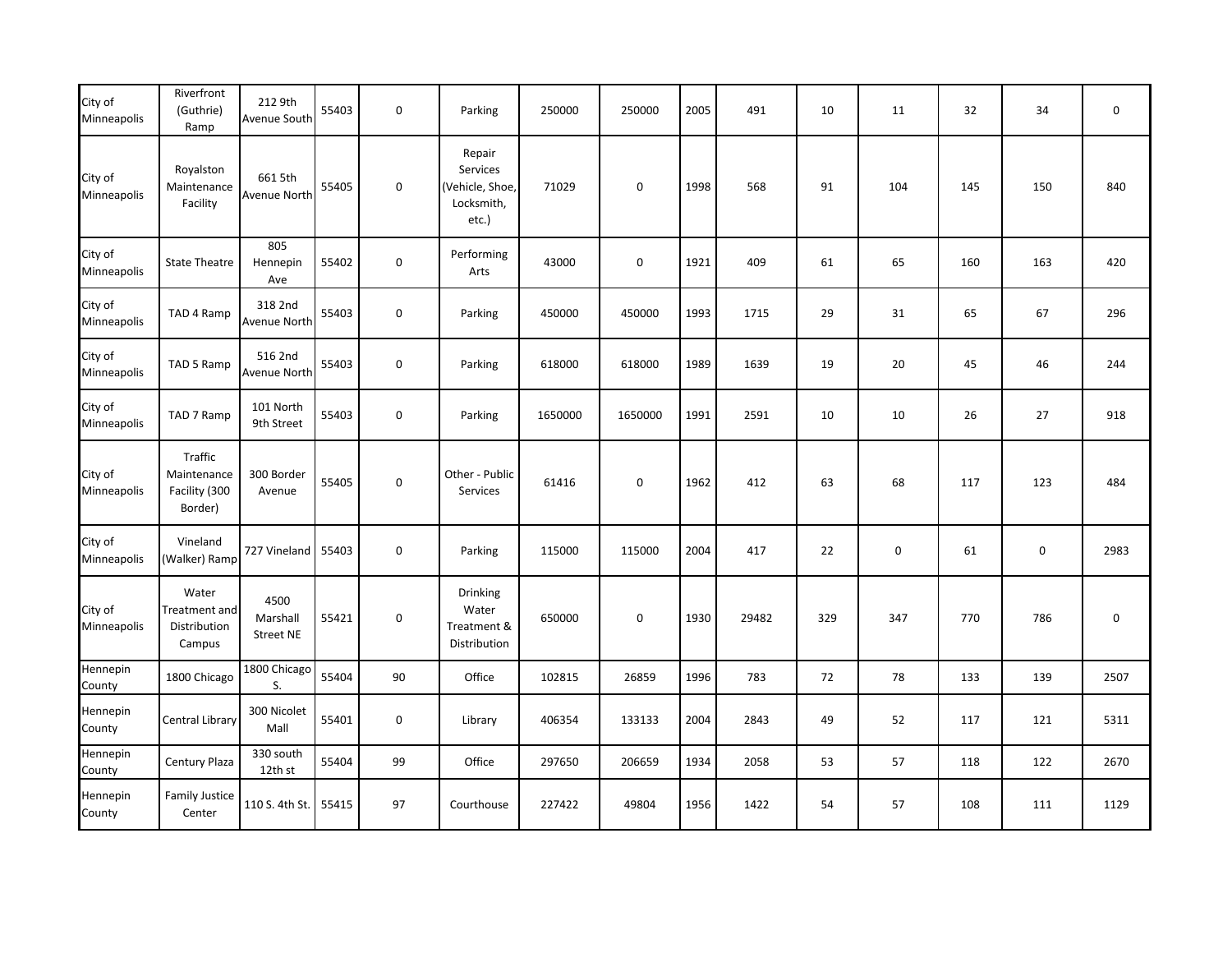| | | | | | | | | | | | | | | |
|---|---|---|---|---|---|---|---|---|---|---|---|---|---|---|
| City of Minneapolis | Riverfront (Guthrie) Ramp | 212 9th Avenue South | 55403 | 0 | Parking | 250000 | 250000 | 2005 | 491 | 10 | 11 | 32 | 34 | 0 |
| City of Minneapolis | Royalston Maintenance Facility | 661 5th Avenue North | 55405 | 0 | Repair Services (Vehicle, Shoe, Locksmith, etc.) | 71029 | 0 | 1998 | 568 | 91 | 104 | 145 | 150 | 840 |
| City of Minneapolis | State Theatre | 805 Hennepin Ave | 55402 | 0 | Performing Arts | 43000 | 0 | 1921 | 409 | 61 | 65 | 160 | 163 | 420 |
| City of Minneapolis | TAD 4 Ramp | 318 2nd Avenue North | 55403 | 0 | Parking | 450000 | 450000 | 1993 | 1715 | 29 | 31 | 65 | 67 | 296 |
| City of Minneapolis | TAD 5 Ramp | 516 2nd Avenue North | 55403 | 0 | Parking | 618000 | 618000 | 1989 | 1639 | 19 | 20 | 45 | 46 | 244 |
| City of Minneapolis | TAD 7 Ramp | 101 North 9th Street | 55403 | 0 | Parking | 1650000 | 1650000 | 1991 | 2591 | 10 | 10 | 26 | 27 | 918 |
| City of Minneapolis | Traffic Maintenance Facility (300 Border) | 300 Border Avenue | 55405 | 0 | Other - Public Services | 61416 | 0 | 1962 | 412 | 63 | 68 | 117 | 123 | 484 |
| City of Minneapolis | Vineland (Walker) Ramp | 727 Vineland | 55403 | 0 | Parking | 115000 | 115000 | 2004 | 417 | 22 | 0 | 61 | 0 | 2983 |
| City of Minneapolis | Water Treatment and Distribution Campus | 4500 Marshall Street NE | 55421 | 0 | Drinking Water Treatment & Distribution | 650000 | 0 | 1930 | 29482 | 329 | 347 | 770 | 786 | 0 |
| Hennepin County | 1800 Chicago | 1800 Chicago S. | 55404 | 90 | Office | 102815 | 26859 | 1996 | 783 | 72 | 78 | 133 | 139 | 2507 |
| Hennepin County | Central Library | 300 Nicolet Mall | 55401 | 0 | Library | 406354 | 133133 | 2004 | 2843 | 49 | 52 | 117 | 121 | 5311 |
| Hennepin County | Century Plaza | 330 south 12th st | 55404 | 99 | Office | 297650 | 206659 | 1934 | 2058 | 53 | 57 | 118 | 122 | 2670 |
| Hennepin County | Family Justice Center | 110 S. 4th St. | 55415 | 97 | Courthouse | 227422 | 49804 | 1956 | 1422 | 54 | 57 | 108 | 111 | 1129 |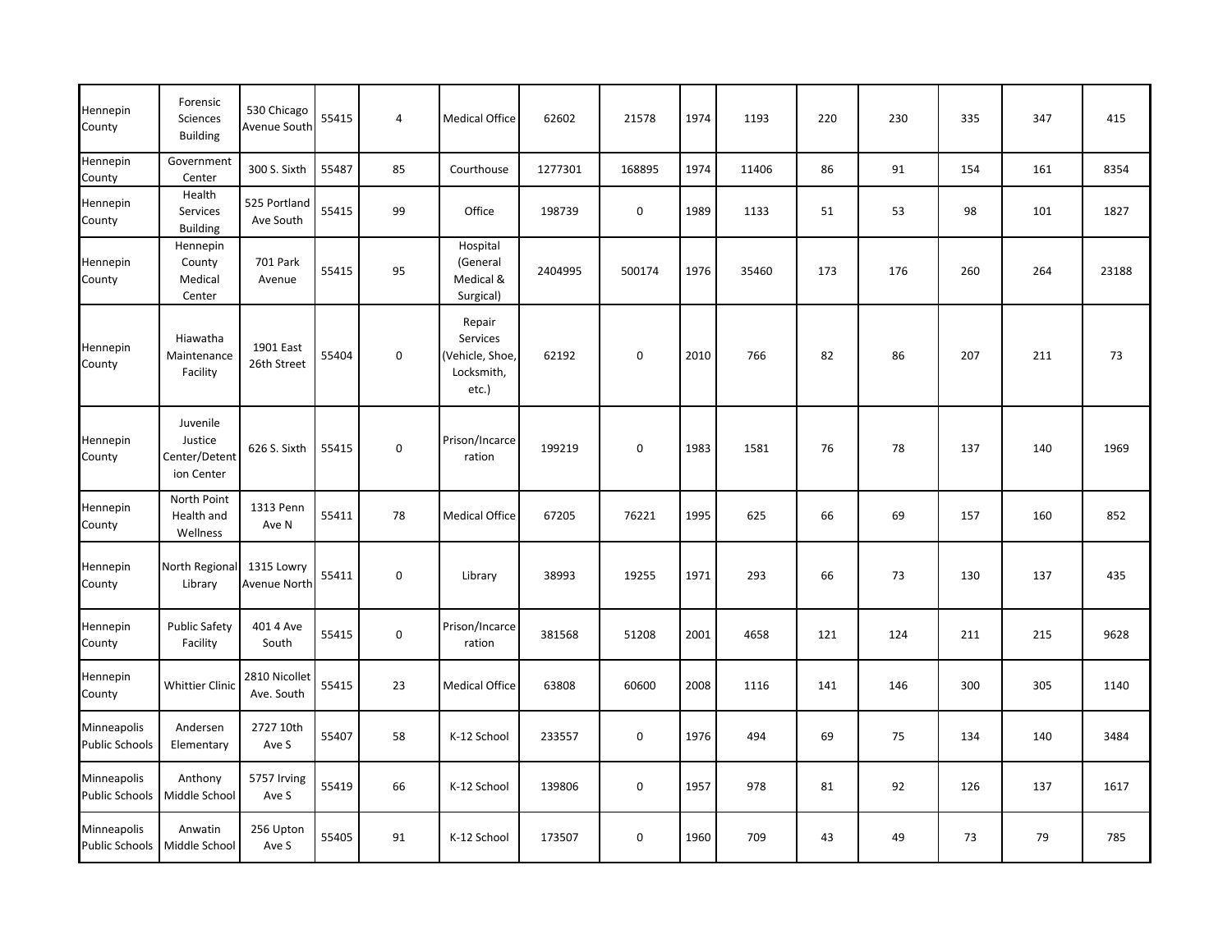| | | | | | | | | | | | | | | |
|---|---|---|---|---|---|---|---|---|---|---|---|---|---|---|
| Hennepin County | Forensic Sciences Building | 530 Chicago Avenue South | 55415 | 4 | Medical Office | 62602 | 21578 | 1974 | 1193 | 220 | 230 | 335 | 347 | 415 |
| Hennepin County | Government Center | 300 S. Sixth | 55487 | 85 | Courthouse | 1277301 | 168895 | 1974 | 11406 | 86 | 91 | 154 | 161 | 8354 |
| Hennepin County | Health Services Building | 525 Portland Ave South | 55415 | 99 | Office | 198739 | 0 | 1989 | 1133 | 51 | 53 | 98 | 101 | 1827 |
| Hennepin County | Hennepin County Medical Center | 701 Park Avenue | 55415 | 95 | Hospital (General Medical & Surgical) | 2404995 | 500174 | 1976 | 35460 | 173 | 176 | 260 | 264 | 23188 |
| Hennepin County | Hiawatha Maintenance Facility | 1901 East 26th Street | 55404 | 0 | Repair Services (Vehicle, Shoe, Locksmith, etc.) | 62192 | 0 | 2010 | 766 | 82 | 86 | 207 | 211 | 73 |
| Hennepin County | Juvenile Justice Center/Detention Center | 626 S. Sixth | 55415 | 0 | Prison/Incarceration | 199219 | 0 | 1983 | 1581 | 76 | 78 | 137 | 140 | 1969 |
| Hennepin County | North Point Health and Wellness | 1313 Penn Ave N | 55411 | 78 | Medical Office | 67205 | 76221 | 1995 | 625 | 66 | 69 | 157 | 160 | 852 |
| Hennepin County | North Regional Library | 1315 Lowry Avenue North | 55411 | 0 | Library | 38993 | 19255 | 1971 | 293 | 66 | 73 | 130 | 137 | 435 |
| Hennepin County | Public Safety Facility | 401 4 Ave South | 55415 | 0 | Prison/Incarceration | 381568 | 51208 | 2001 | 4658 | 121 | 124 | 211 | 215 | 9628 |
| Hennepin County | Whittier Clinic | 2810 Nicollet Ave. South | 55415 | 23 | Medical Office | 63808 | 60600 | 2008 | 1116 | 141 | 146 | 300 | 305 | 1140 |
| Minneapolis Public Schools | Andersen Elementary | 2727 10th Ave S | 55407 | 58 | K-12 School | 233557 | 0 | 1976 | 494 | 69 | 75 | 134 | 140 | 3484 |
| Minneapolis Public Schools | Anthony Middle School | 5757 Irving Ave S | 55419 | 66 | K-12 School | 139806 | 0 | 1957 | 978 | 81 | 92 | 126 | 137 | 1617 |
| Minneapolis Public Schools | Anwatin Middle School | 256 Upton Ave S | 55405 | 91 | K-12 School | 173507 | 0 | 1960 | 709 | 43 | 49 | 73 | 79 | 785 |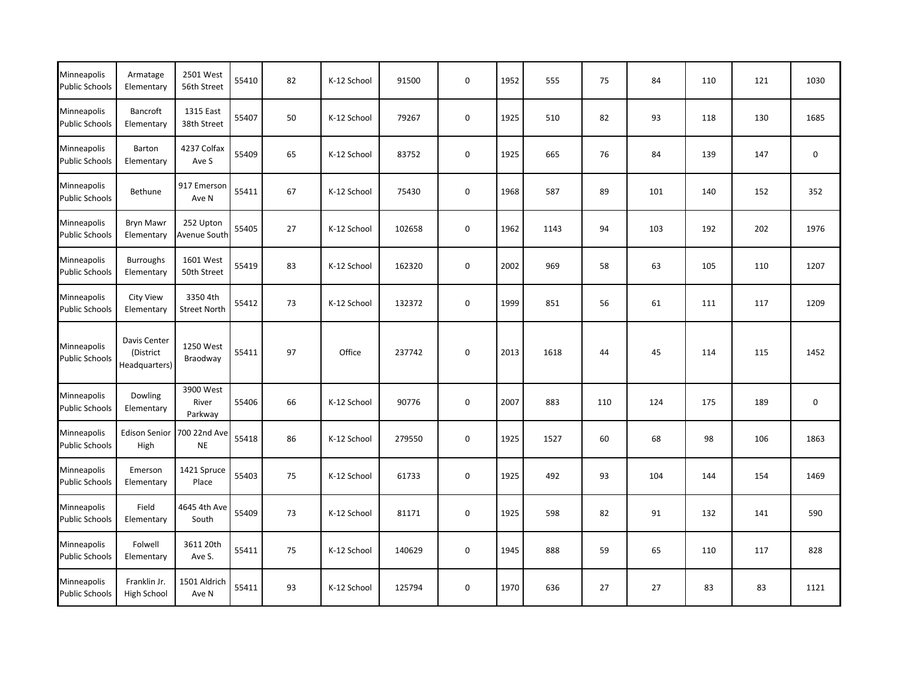| | | | | | | | | | | | | | | |
|---|---|---|---|---|---|---|---|---|---|---|---|---|---|---|
| Minneapolis Public Schools | Armatage Elementary | 2501 West 56th Street | 55410 | 82 | K-12 School | 91500 | 0 | 1952 | 555 | 75 | 84 | 110 | 121 | 1030 |
| Minneapolis Public Schools | Bancroft Elementary | 1315 East 38th Street | 55407 | 50 | K-12 School | 79267 | 0 | 1925 | 510 | 82 | 93 | 118 | 130 | 1685 |
| Minneapolis Public Schools | Barton Elementary | 4237 Colfax Ave S | 55409 | 65 | K-12 School | 83752 | 0 | 1925 | 665 | 76 | 84 | 139 | 147 | 0 |
| Minneapolis Public Schools | Bethune | 917 Emerson Ave N | 55411 | 67 | K-12 School | 75430 | 0 | 1968 | 587 | 89 | 101 | 140 | 152 | 352 |
| Minneapolis Public Schools | Bryn Mawr Elementary | 252 Upton Avenue South | 55405 | 27 | K-12 School | 102658 | 0 | 1962 | 1143 | 94 | 103 | 192 | 202 | 1976 |
| Minneapolis Public Schools | Burroughs Elementary | 1601 West 50th Street | 55419 | 83 | K-12 School | 162320 | 0 | 2002 | 969 | 58 | 63 | 105 | 110 | 1207 |
| Minneapolis Public Schools | City View Elementary | 3350 4th Street North | 55412 | 73 | K-12 School | 132372 | 0 | 1999 | 851 | 56 | 61 | 111 | 117 | 1209 |
| Minneapolis Public Schools | Davis Center (District Headquarters) | 1250 West Braodway | 55411 | 97 | Office | 237742 | 0 | 2013 | 1618 | 44 | 45 | 114 | 115 | 1452 |
| Minneapolis Public Schools | Dowling Elementary | 3900 West River Parkway | 55406 | 66 | K-12 School | 90776 | 0 | 2007 | 883 | 110 | 124 | 175 | 189 | 0 |
| Minneapolis Public Schools | Edison Senior High | 700 22nd Ave NE | 55418 | 86 | K-12 School | 279550 | 0 | 1925 | 1527 | 60 | 68 | 98 | 106 | 1863 |
| Minneapolis Public Schools | Emerson Elementary | 1421 Spruce Place | 55403 | 75 | K-12 School | 61733 | 0 | 1925 | 492 | 93 | 104 | 144 | 154 | 1469 |
| Minneapolis Public Schools | Field Elementary | 4645 4th Ave South | 55409 | 73 | K-12 School | 81171 | 0 | 1925 | 598 | 82 | 91 | 132 | 141 | 590 |
| Minneapolis Public Schools | Folwell Elementary | 3611 20th Ave S. | 55411 | 75 | K-12 School | 140629 | 0 | 1945 | 888 | 59 | 65 | 110 | 117 | 828 |
| Minneapolis Public Schools | Franklin Jr. High School | 1501 Aldrich Ave N | 55411 | 93 | K-12 School | 125794 | 0 | 1970 | 636 | 27 | 27 | 83 | 83 | 1121 |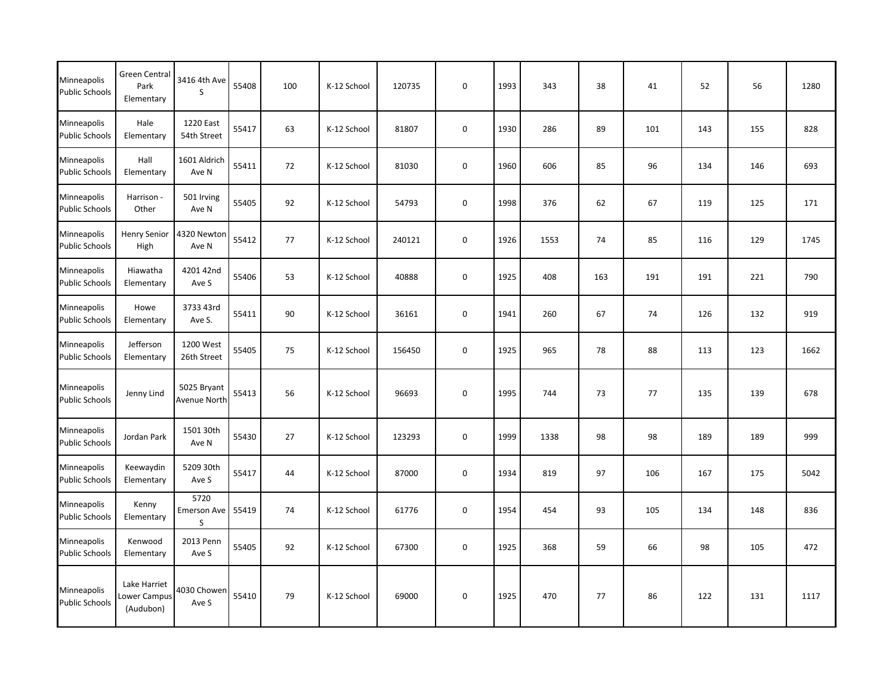| | | | | | | | | | | | | | | |
|---|---|---|---|---|---|---|---|---|---|---|---|---|---|---|
| Minneapolis Public Schools | Green Central Park Elementary | 3416 4th Ave S | 55408 | 100 | K-12 School | 120735 | 0 | 1993 | 343 | 38 | 41 | 52 | 56 | 1280 |
| Minneapolis Public Schools | Hale Elementary | 1220 East 54th Street | 55417 | 63 | K-12 School | 81807 | 0 | 1930 | 286 | 89 | 101 | 143 | 155 | 828 |
| Minneapolis Public Schools | Hall Elementary | 1601 Aldrich Ave N | 55411 | 72 | K-12 School | 81030 | 0 | 1960 | 606 | 85 | 96 | 134 | 146 | 693 |
| Minneapolis Public Schools | Harrison - Other | 501 Irving Ave N | 55405 | 92 | K-12 School | 54793 | 0 | 1998 | 376 | 62 | 67 | 119 | 125 | 171 |
| Minneapolis Public Schools | Henry Senior High | 4320 Newton Ave N | 55412 | 77 | K-12 School | 240121 | 0 | 1926 | 1553 | 74 | 85 | 116 | 129 | 1745 |
| Minneapolis Public Schools | Hiawatha Elementary | 4201 42nd Ave S | 55406 | 53 | K-12 School | 40888 | 0 | 1925 | 408 | 163 | 191 | 191 | 221 | 790 |
| Minneapolis Public Schools | Howe Elementary | 3733 43rd Ave S. | 55411 | 90 | K-12 School | 36161 | 0 | 1941 | 260 | 67 | 74 | 126 | 132 | 919 |
| Minneapolis Public Schools | Jefferson Elementary | 1200 West 26th Street | 55405 | 75 | K-12 School | 156450 | 0 | 1925 | 965 | 78 | 88 | 113 | 123 | 1662 |
| Minneapolis Public Schools | Jenny Lind | 5025 Bryant Avenue North | 55413 | 56 | K-12 School | 96693 | 0 | 1995 | 744 | 73 | 77 | 135 | 139 | 678 |
| Minneapolis Public Schools | Jordan Park | 1501 30th Ave N | 55430 | 27 | K-12 School | 123293 | 0 | 1999 | 1338 | 98 | 98 | 189 | 189 | 999 |
| Minneapolis Public Schools | Keewaydin Elementary | 5209 30th Ave S | 55417 | 44 | K-12 School | 87000 | 0 | 1934 | 819 | 97 | 106 | 167 | 175 | 5042 |
| Minneapolis Public Schools | Kenny Elementary | 5720 Emerson Ave S | 55419 | 74 | K-12 School | 61776 | 0 | 1954 | 454 | 93 | 105 | 134 | 148 | 836 |
| Minneapolis Public Schools | Kenwood Elementary | 2013 Penn Ave S | 55405 | 92 | K-12 School | 67300 | 0 | 1925 | 368 | 59 | 66 | 98 | 105 | 472 |
| Minneapolis Public Schools | Lake Harriet Lower Campus (Audubon) | 4030 Chowen Ave S | 55410 | 79 | K-12 School | 69000 | 0 | 1925 | 470 | 77 | 86 | 122 | 131 | 1117 |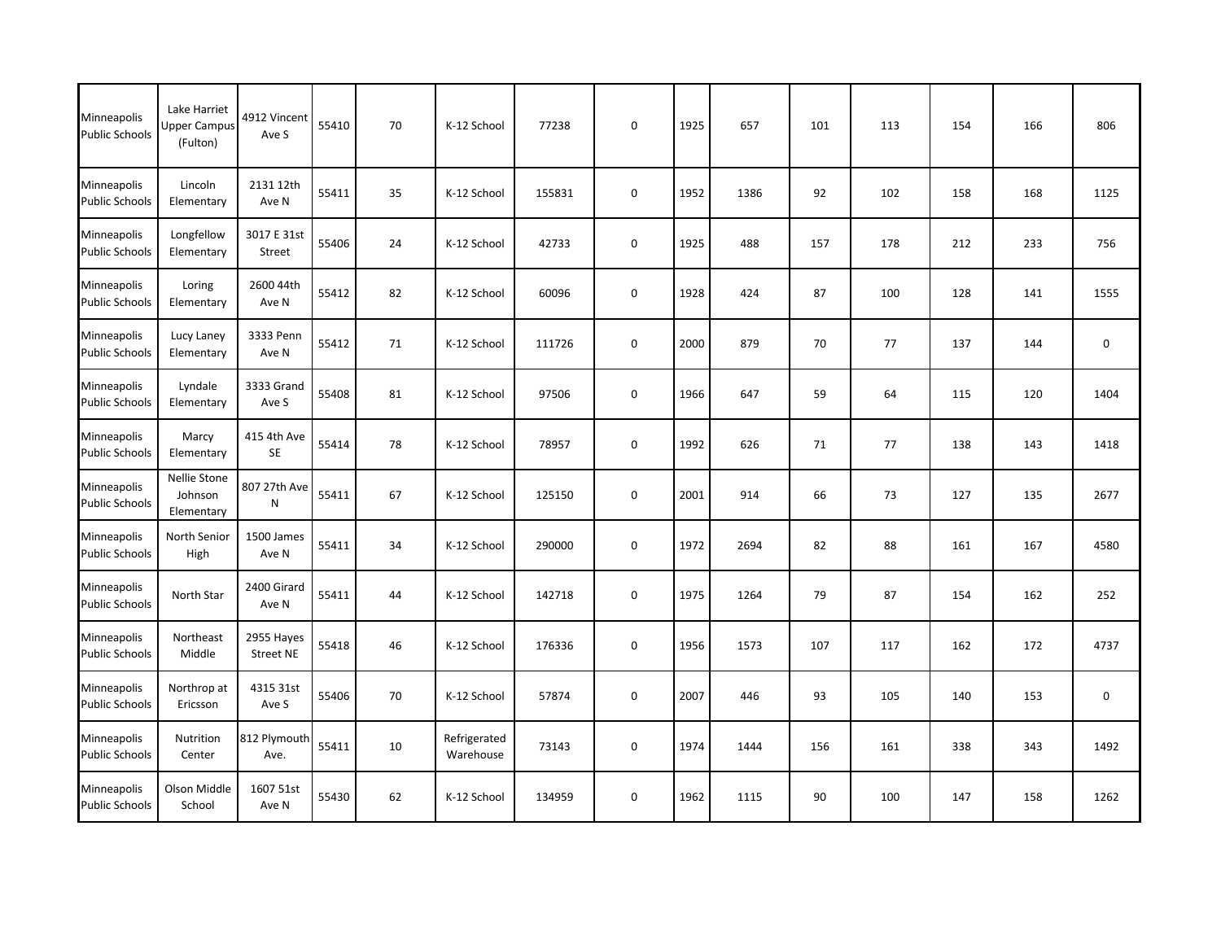| | | | | | | | | | | | | | | |
|---|---|---|---|---|---|---|---|---|---|---|---|---|---|---|
| Minneapolis Public Schools | Lake Harriet Upper Campus (Fulton) | 4912 Vincent Ave S | 55410 | 70 | K-12 School | 77238 | 0 | 1925 | 657 | 101 | 113 | 154 | 166 | 806 |
| Minneapolis Public Schools | Lincoln Elementary | 2131 12th Ave N | 55411 | 35 | K-12 School | 155831 | 0 | 1952 | 1386 | 92 | 102 | 158 | 168 | 1125 |
| Minneapolis Public Schools | Longfellow Elementary | 3017 E 31st Street | 55406 | 24 | K-12 School | 42733 | 0 | 1925 | 488 | 157 | 178 | 212 | 233 | 756 |
| Minneapolis Public Schools | Loring Elementary | 2600 44th Ave N | 55412 | 82 | K-12 School | 60096 | 0 | 1928 | 424 | 87 | 100 | 128 | 141 | 1555 |
| Minneapolis Public Schools | Lucy Laney Elementary | 3333 Penn Ave N | 55412 | 71 | K-12 School | 111726 | 0 | 2000 | 879 | 70 | 77 | 137 | 144 | 0 |
| Minneapolis Public Schools | Lyndale Elementary | 3333 Grand Ave S | 55408 | 81 | K-12 School | 97506 | 0 | 1966 | 647 | 59 | 64 | 115 | 120 | 1404 |
| Minneapolis Public Schools | Marcy Elementary | 415 4th Ave SE | 55414 | 78 | K-12 School | 78957 | 0 | 1992 | 626 | 71 | 77 | 138 | 143 | 1418 |
| Minneapolis Public Schools | Nellie Stone Johnson Elementary | 807 27th Ave N | 55411 | 67 | K-12 School | 125150 | 0 | 2001 | 914 | 66 | 73 | 127 | 135 | 2677 |
| Minneapolis Public Schools | North Senior High | 1500 James Ave N | 55411 | 34 | K-12 School | 290000 | 0 | 1972 | 2694 | 82 | 88 | 161 | 167 | 4580 |
| Minneapolis Public Schools | North Star | 2400 Girard Ave N | 55411 | 44 | K-12 School | 142718 | 0 | 1975 | 1264 | 79 | 87 | 154 | 162 | 252 |
| Minneapolis Public Schools | Northeast Middle | 2955 Hayes Street NE | 55418 | 46 | K-12 School | 176336 | 0 | 1956 | 1573 | 107 | 117 | 162 | 172 | 4737 |
| Minneapolis Public Schools | Northrop at Ericsson | 4315 31st Ave S | 55406 | 70 | K-12 School | 57874 | 0 | 2007 | 446 | 93 | 105 | 140 | 153 | 0 |
| Minneapolis Public Schools | Nutrition Center | 812 Plymouth Ave. | 55411 | 10 | Refrigerated Warehouse | 73143 | 0 | 1974 | 1444 | 156 | 161 | 338 | 343 | 1492 |
| Minneapolis Public Schools | Olson Middle School | 1607 51st Ave N | 55430 | 62 | K-12 School | 134959 | 0 | 1962 | 1115 | 90 | 100 | 147 | 158 | 1262 |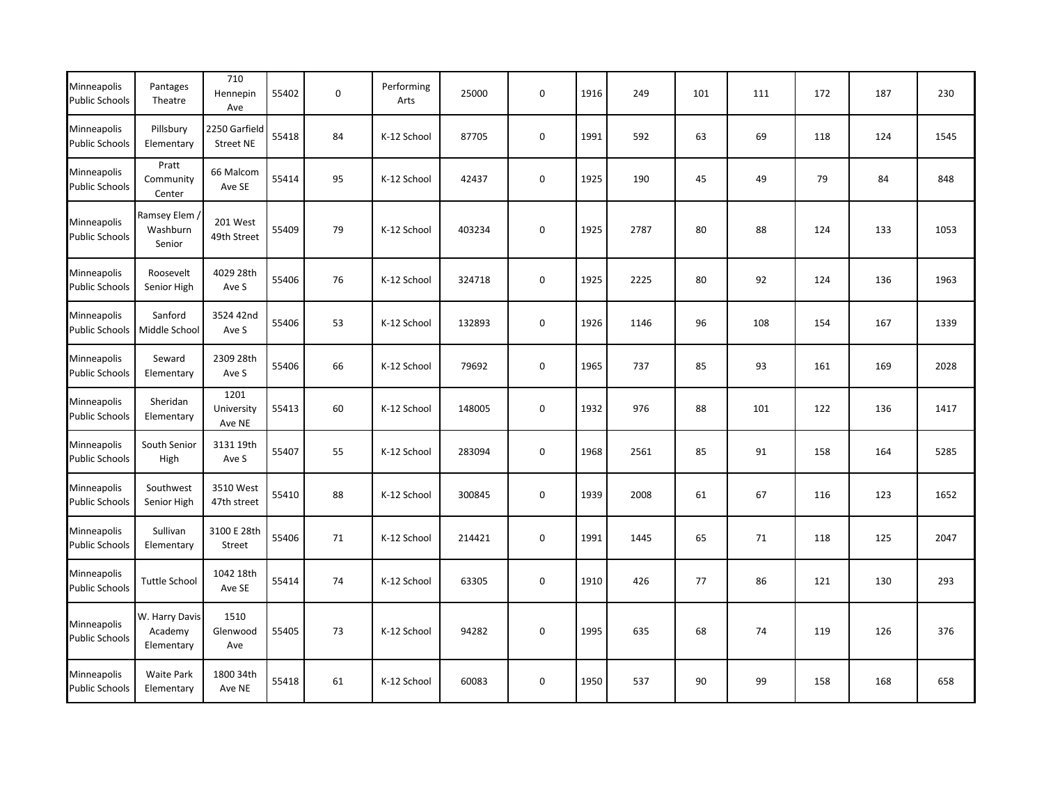| | | | | | | | | | | | | | | |
|---|---|---|---|---|---|---|---|---|---|---|---|---|---|---|
| Minneapolis Public Schools | Pantages Theatre | 710 Hennepin Ave | 55402 | 0 | Performing Arts | 25000 | 0 | 1916 | 249 | 101 | 111 | 172 | 187 | 230 |
| Minneapolis Public Schools | Pillsbury Elementary | 2250 Garfield Street NE | 55418 | 84 | K-12 School | 87705 | 0 | 1991 | 592 | 63 | 69 | 118 | 124 | 1545 |
| Minneapolis Public Schools | Pratt Community Center | 66 Malcom Ave SE | 55414 | 95 | K-12 School | 42437 | 0 | 1925 | 190 | 45 | 49 | 79 | 84 | 848 |
| Minneapolis Public Schools | Ramsey Elem / Washburn Senior | 201 West 49th Street | 55409 | 79 | K-12 School | 403234 | 0 | 1925 | 2787 | 80 | 88 | 124 | 133 | 1053 |
| Minneapolis Public Schools | Roosevelt Senior High | 4029 28th Ave S | 55406 | 76 | K-12 School | 324718 | 0 | 1925 | 2225 | 80 | 92 | 124 | 136 | 1963 |
| Minneapolis Public Schools | Sanford Middle School | 3524 42nd Ave S | 55406 | 53 | K-12 School | 132893 | 0 | 1926 | 1146 | 96 | 108 | 154 | 167 | 1339 |
| Minneapolis Public Schools | Seward Elementary | 2309 28th Ave S | 55406 | 66 | K-12 School | 79692 | 0 | 1965 | 737 | 85 | 93 | 161 | 169 | 2028 |
| Minneapolis Public Schools | Sheridan Elementary | 1201 University Ave NE | 55413 | 60 | K-12 School | 148005 | 0 | 1932 | 976 | 88 | 101 | 122 | 136 | 1417 |
| Minneapolis Public Schools | South Senior High | 3131 19th Ave S | 55407 | 55 | K-12 School | 283094 | 0 | 1968 | 2561 | 85 | 91 | 158 | 164 | 5285 |
| Minneapolis Public Schools | Southwest Senior High | 3510 West 47th street | 55410 | 88 | K-12 School | 300845 | 0 | 1939 | 2008 | 61 | 67 | 116 | 123 | 1652 |
| Minneapolis Public Schools | Sullivan Elementary | 3100 E 28th Street | 55406 | 71 | K-12 School | 214421 | 0 | 1991 | 1445 | 65 | 71 | 118 | 125 | 2047 |
| Minneapolis Public Schools | Tuttle School | 1042 18th Ave SE | 55414 | 74 | K-12 School | 63305 | 0 | 1910 | 426 | 77 | 86 | 121 | 130 | 293 |
| Minneapolis Public Schools | W. Harry Davis Academy Elementary | 1510 Glenwood Ave | 55405 | 73 | K-12 School | 94282 | 0 | 1995 | 635 | 68 | 74 | 119 | 126 | 376 |
| Minneapolis Public Schools | Waite Park Elementary | 1800 34th Ave NE | 55418 | 61 | K-12 School | 60083 | 0 | 1950 | 537 | 90 | 99 | 158 | 168 | 658 |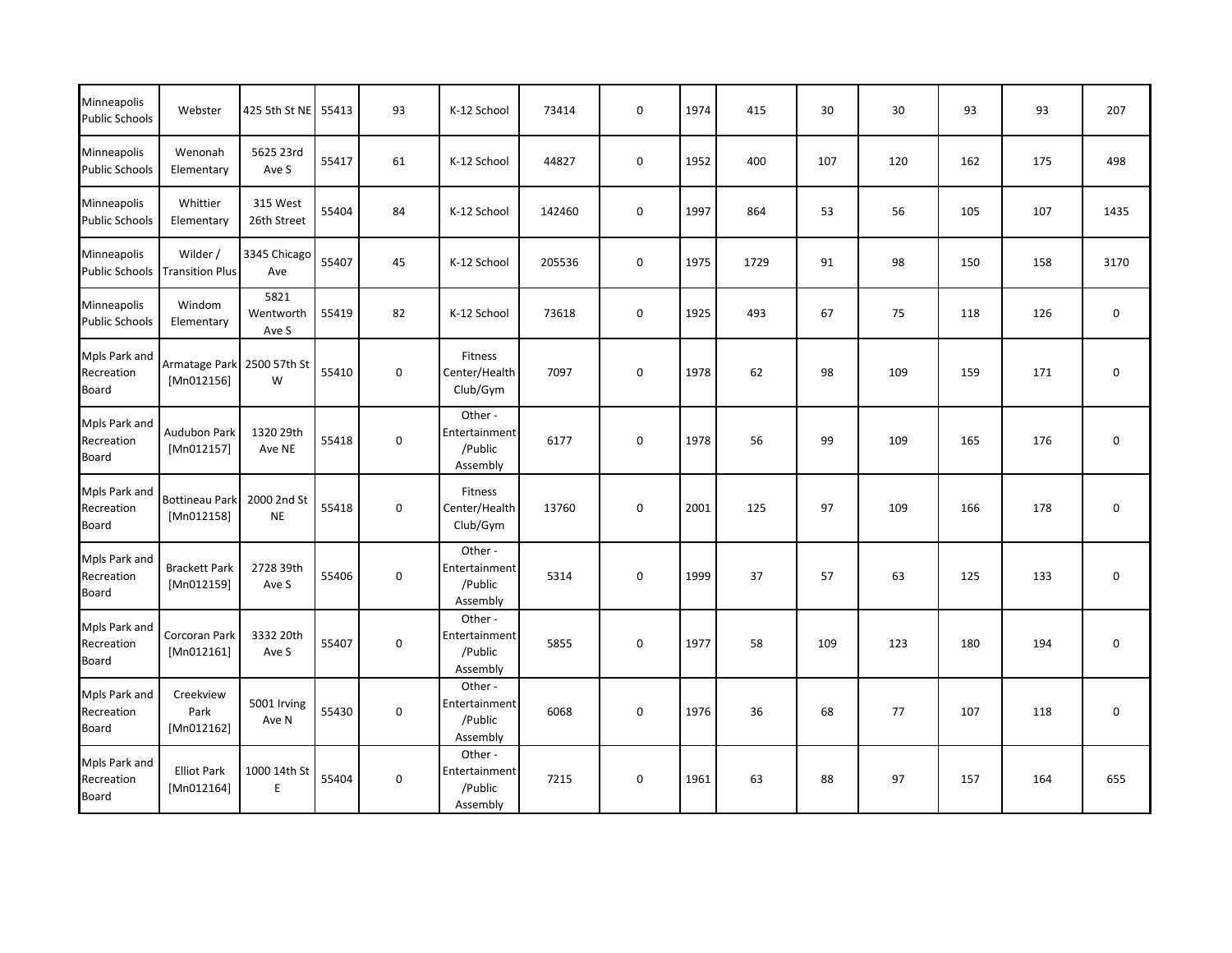| | | | | | | | | | | | | | | |
|---|---|---|---|---|---|---|---|---|---|---|---|---|---|---|
| Minneapolis Public Schools | Webster | 425 5th St NE | 55413 | 93 | K-12 School | 73414 | 0 | 1974 | 415 | 30 | 30 | 93 | 93 | 207 |
| Minneapolis Public Schools | Wenonah Elementary | 5625 23rd Ave S | 55417 | 61 | K-12 School | 44827 | 0 | 1952 | 400 | 107 | 120 | 162 | 175 | 498 |
| Minneapolis Public Schools | Whittier Elementary | 315 West 26th Street | 55404 | 84 | K-12 School | 142460 | 0 | 1997 | 864 | 53 | 56 | 105 | 107 | 1435 |
| Minneapolis Public Schools | Wilder / Transition Plus | 3345 Chicago Ave | 55407 | 45 | K-12 School | 205536 | 0 | 1975 | 1729 | 91 | 98 | 150 | 158 | 3170 |
| Minneapolis Public Schools | Windom Elementary | 5821 Wentworth Ave S | 55419 | 82 | K-12 School | 73618 | 0 | 1925 | 493 | 67 | 75 | 118 | 126 | 0 |
| Mpls Park and Recreation Board | Armatage Park [Mn012156] | 2500 57th St W | 55410 | 0 | Fitness Center/Health Club/Gym | 7097 | 0 | 1978 | 62 | 98 | 109 | 159 | 171 | 0 |
| Mpls Park and Recreation Board | Audubon Park [Mn012157] | 1320 29th Ave NE | 55418 | 0 | Other - Entertainment /Public Assembly | 6177 | 0 | 1978 | 56 | 99 | 109 | 165 | 176 | 0 |
| Mpls Park and Recreation Board | Bottineau Park [Mn012158] | 2000 2nd St NE | 55418 | 0 | Fitness Center/Health Club/Gym | 13760 | 0 | 2001 | 125 | 97 | 109 | 166 | 178 | 0 |
| Mpls Park and Recreation Board | Brackett Park [Mn012159] | 2728 39th Ave S | 55406 | 0 | Other - Entertainment /Public Assembly | 5314 | 0 | 1999 | 37 | 57 | 63 | 125 | 133 | 0 |
| Mpls Park and Recreation Board | Corcoran Park [Mn012161] | 3332 20th Ave S | 55407 | 0 | Other - Entertainment /Public Assembly | 5855 | 0 | 1977 | 58 | 109 | 123 | 180 | 194 | 0 |
| Mpls Park and Recreation Board | Creekview Park [Mn012162] | 5001 Irving Ave N | 55430 | 0 | Other - Entertainment /Public Assembly | 6068 | 0 | 1976 | 36 | 68 | 77 | 107 | 118 | 0 |
| Mpls Park and Recreation Board | Elliot Park [Mn012164] | 1000 14th St E | 55404 | 0 | Other - Entertainment /Public Assembly | 7215 | 0 | 1961 | 63 | 88 | 97 | 157 | 164 | 655 |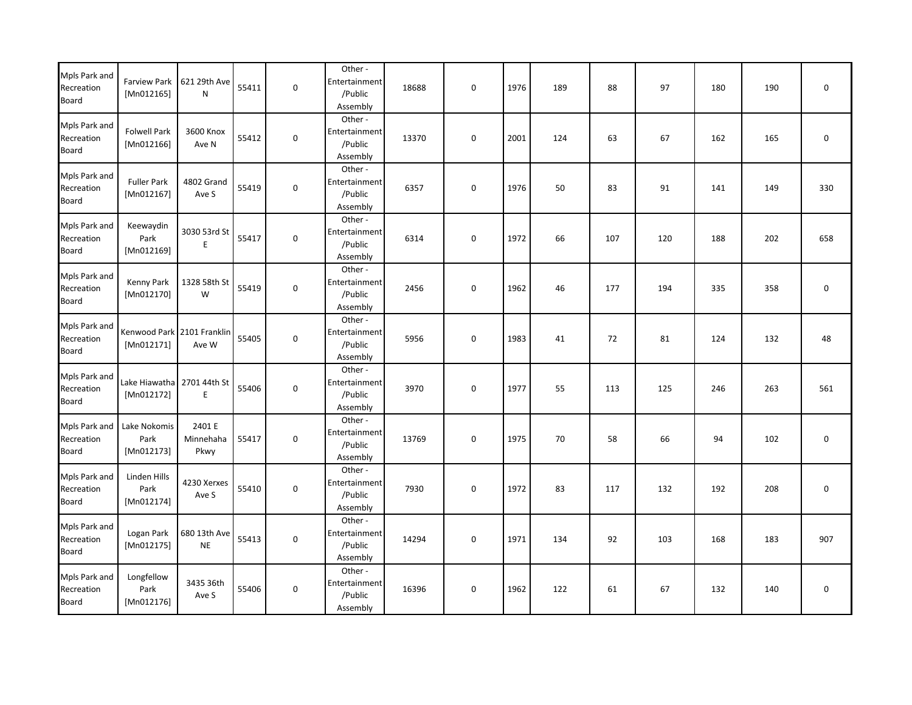| | | | | | | | | | | | | | | |
|---|---|---|---|---|---|---|---|---|---|---|---|---|---|---|
| Mpls Park and Recreation Board | Farview Park [Mn012165] | 621 29th Ave N | 55411 | 0 | Other - Entertainment /Public Assembly | 18688 | 0 | 1976 | 189 | 88 | 97 | 180 | 190 | 0 |
| Mpls Park and Recreation Board | Folwell Park [Mn012166] | 3600 Knox Ave N | 55412 | 0 | Other - Entertainment /Public Assembly | 13370 | 0 | 2001 | 124 | 63 | 67 | 162 | 165 | 0 |
| Mpls Park and Recreation Board | Fuller Park [Mn012167] | 4802 Grand Ave S | 55419 | 0 | Other - Entertainment /Public Assembly | 6357 | 0 | 1976 | 50 | 83 | 91 | 141 | 149 | 330 |
| Mpls Park and Recreation Board | Keewaydin Park [Mn012169] | 3030 53rd St E | 55417 | 0 | Other - Entertainment /Public Assembly | 6314 | 0 | 1972 | 66 | 107 | 120 | 188 | 202 | 658 |
| Mpls Park and Recreation Board | Kenny Park [Mn012170] | 1328 58th St W | 55419 | 0 | Other - Entertainment /Public Assembly | 2456 | 0 | 1962 | 46 | 177 | 194 | 335 | 358 | 0 |
| Mpls Park and Recreation Board | Kenwood Park [Mn012171] | 2101 Franklin Ave W | 55405 | 0 | Other - Entertainment /Public Assembly | 5956 | 0 | 1983 | 41 | 72 | 81 | 124 | 132 | 48 |
| Mpls Park and Recreation Board | Lake Hiawatha [Mn012172] | 2701 44th St E | 55406 | 0 | Other - Entertainment /Public Assembly | 3970 | 0 | 1977 | 55 | 113 | 125 | 246 | 263 | 561 |
| Mpls Park and Recreation Board | Lake Nokomis Park [Mn012173] | 2401 E Minnehaha Pkwy | 55417 | 0 | Other - Entertainment /Public Assembly | 13769 | 0 | 1975 | 70 | 58 | 66 | 94 | 102 | 0 |
| Mpls Park and Recreation Board | Linden Hills Park [Mn012174] | 4230 Xerxes Ave S | 55410 | 0 | Other - Entertainment /Public Assembly | 7930 | 0 | 1972 | 83 | 117 | 132 | 192 | 208 | 0 |
| Mpls Park and Recreation Board | Logan Park [Mn012175] | 680 13th Ave NE | 55413 | 0 | Other - Entertainment /Public Assembly | 14294 | 0 | 1971 | 134 | 92 | 103 | 168 | 183 | 907 |
| Mpls Park and Recreation Board | Longfellow Park [Mn012176] | 3435 36th Ave S | 55406 | 0 | Other - Entertainment /Public Assembly | 16396 | 0 | 1962 | 122 | 61 | 67 | 132 | 140 | 0 |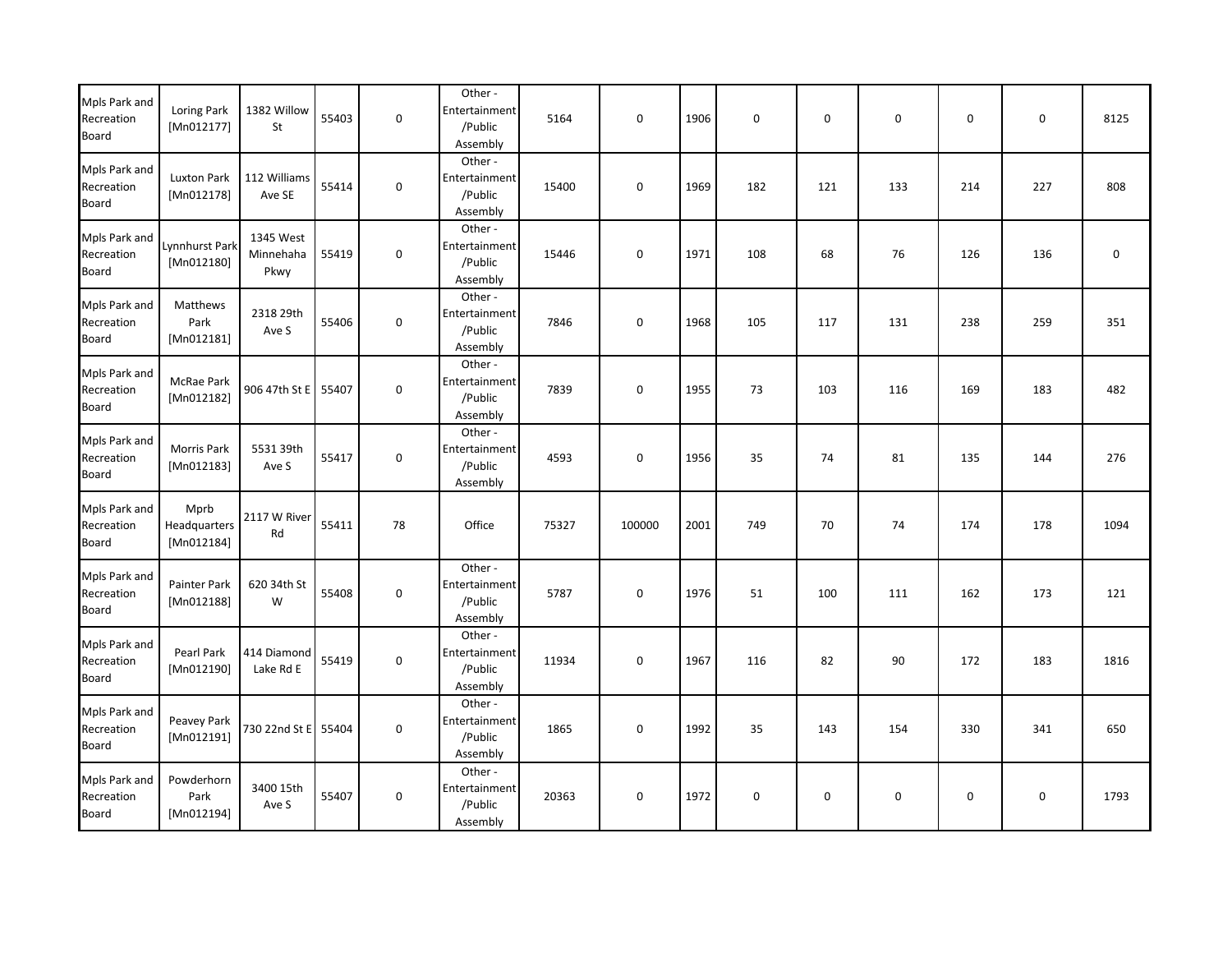| | | | | | | | | | | | | | | |
|---|---|---|---|---|---|---|---|---|---|---|---|---|---|---|
| Mpls Park and Recreation Board | Loring Park [Mn012177] | 1382 Willow St | 55403 | 0 | Other - Entertainment /Public Assembly | 5164 | 0 | 1906 | 0 | 0 | 0 | 0 | 0 | 8125 |
| Mpls Park and Recreation Board | Luxton Park [Mn012178] | 112 Williams Ave SE | 55414 | 0 | Other - Entertainment /Public Assembly | 15400 | 0 | 1969 | 182 | 121 | 133 | 214 | 227 | 808 |
| Mpls Park and Recreation Board | Lynnhurst Park [Mn012180] | 1345 West Minnehaha Pkwy | 55419 | 0 | Other - Entertainment /Public Assembly | 15446 | 0 | 1971 | 108 | 68 | 76 | 126 | 136 | 0 |
| Mpls Park and Recreation Board | Matthews Park [Mn012181] | 2318 29th Ave S | 55406 | 0 | Other - Entertainment /Public Assembly | 7846 | 0 | 1968 | 105 | 117 | 131 | 238 | 259 | 351 |
| Mpls Park and Recreation Board | McRae Park [Mn012182] | 906 47th St E | 55407 | 0 | Other - Entertainment /Public Assembly | 7839 | 0 | 1955 | 73 | 103 | 116 | 169 | 183 | 482 |
| Mpls Park and Recreation Board | Morris Park [Mn012183] | 5531 39th Ave S | 55417 | 0 | Other - Entertainment /Public Assembly | 4593 | 0 | 1956 | 35 | 74 | 81 | 135 | 144 | 276 |
| Mpls Park and Recreation Board | Mprb Headquarters [Mn012184] | 2117 W River Rd | 55411 | 78 | Office | 75327 | 100000 | 2001 | 749 | 70 | 74 | 174 | 178 | 1094 |
| Mpls Park and Recreation Board | Painter Park [Mn012188] | 620 34th St W | 55408 | 0 | Other - Entertainment /Public Assembly | 5787 | 0 | 1976 | 51 | 100 | 111 | 162 | 173 | 121 |
| Mpls Park and Recreation Board | Pearl Park [Mn012190] | 414 Diamond Lake Rd E | 55419 | 0 | Other - Entertainment /Public Assembly | 11934 | 0 | 1967 | 116 | 82 | 90 | 172 | 183 | 1816 |
| Mpls Park and Recreation Board | Peavey Park [Mn012191] | 730 22nd St E | 55404 | 0 | Other - Entertainment /Public Assembly | 1865 | 0 | 1992 | 35 | 143 | 154 | 330 | 341 | 650 |
| Mpls Park and Recreation Board | Powderhorn Park [Mn012194] | 3400 15th Ave S | 55407 | 0 | Other - Entertainment /Public Assembly | 20363 | 0 | 1972 | 0 | 0 | 0 | 0 | 0 | 1793 |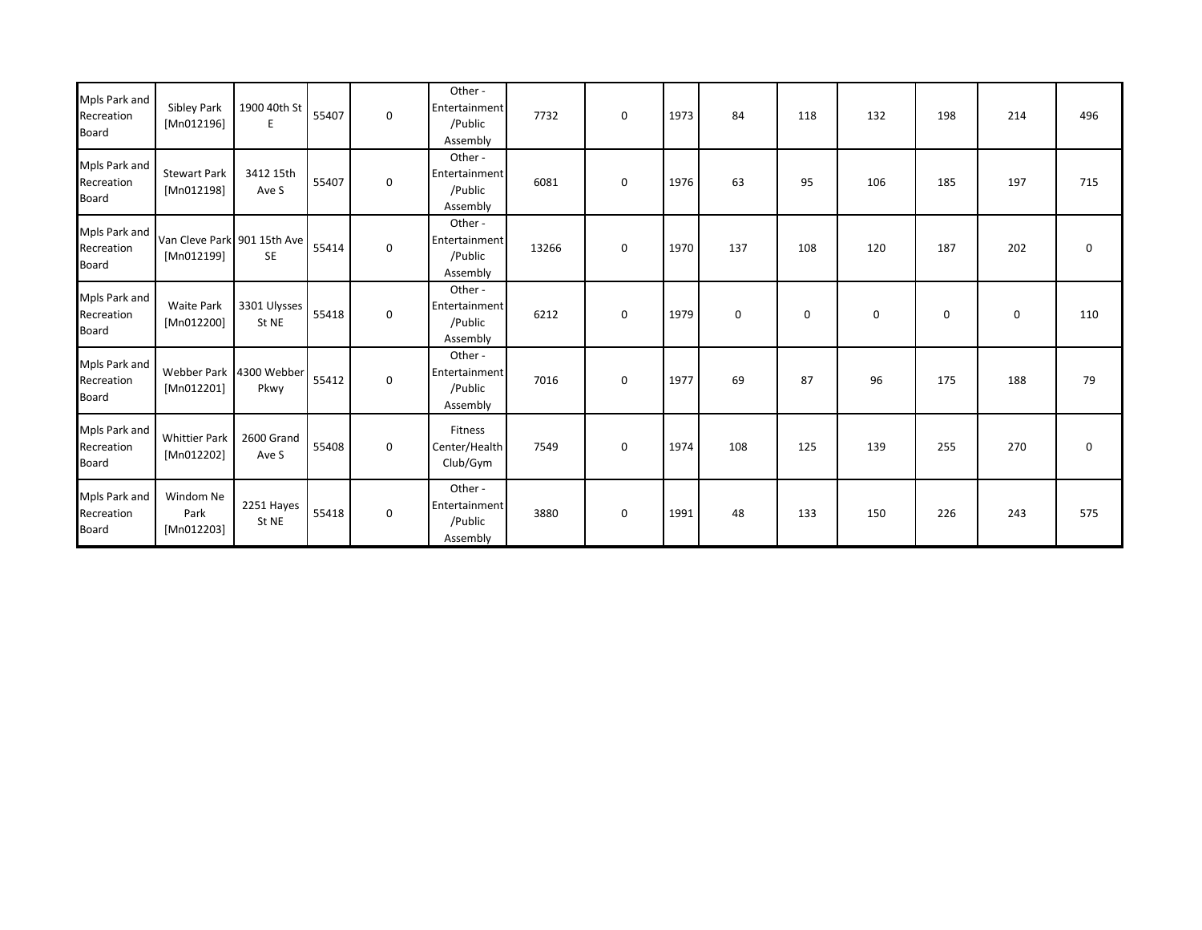| | | | | | | | | | | | | | | |
|---|---|---|---|---|---|---|---|---|---|---|---|---|---|---|
| Mpls Park and Recreation Board | Sibley Park [Mn012196] | 1900 40th St E | 55407 | 0 | Other - Entertainment /Public Assembly | 7732 | 0 | 1973 | 84 | 118 | 132 | 198 | 214 | 496 |
| Mpls Park and Recreation Board | Stewart Park [Mn012198] | 3412 15th Ave S | 55407 | 0 | Other - Entertainment /Public Assembly | 6081 | 0 | 1976 | 63 | 95 | 106 | 185 | 197 | 715 |
| Mpls Park and Recreation Board | Van Cleve Park [Mn012199] | 901 15th Ave SE | 55414 | 0 | Other - Entertainment /Public Assembly | 13266 | 0 | 1970 | 137 | 108 | 120 | 187 | 202 | 0 |
| Mpls Park and Recreation Board | Waite Park [Mn012200] | 3301 Ulysses St NE | 55418 | 0 | Other - Entertainment /Public Assembly | 6212 | 0 | 1979 | 0 | 0 | 0 | 0 | 0 | 110 |
| Mpls Park and Recreation Board | Webber Park [Mn012201] | 4300 Webber Pkwy | 55412 | 0 | Other - Entertainment /Public Assembly | 7016 | 0 | 1977 | 69 | 87 | 96 | 175 | 188 | 79 |
| Mpls Park and Recreation Board | Whittier Park [Mn012202] | 2600 Grand Ave S | 55408 | 0 | Fitness Center/Health Club/Gym | 7549 | 0 | 1974 | 108 | 125 | 139 | 255 | 270 | 0 |
| Mpls Park and Recreation Board | Windom Ne Park [Mn012203] | 2251 Hayes St NE | 55418 | 0 | Other - Entertainment /Public Assembly | 3880 | 0 | 1991 | 48 | 133 | 150 | 226 | 243 | 575 |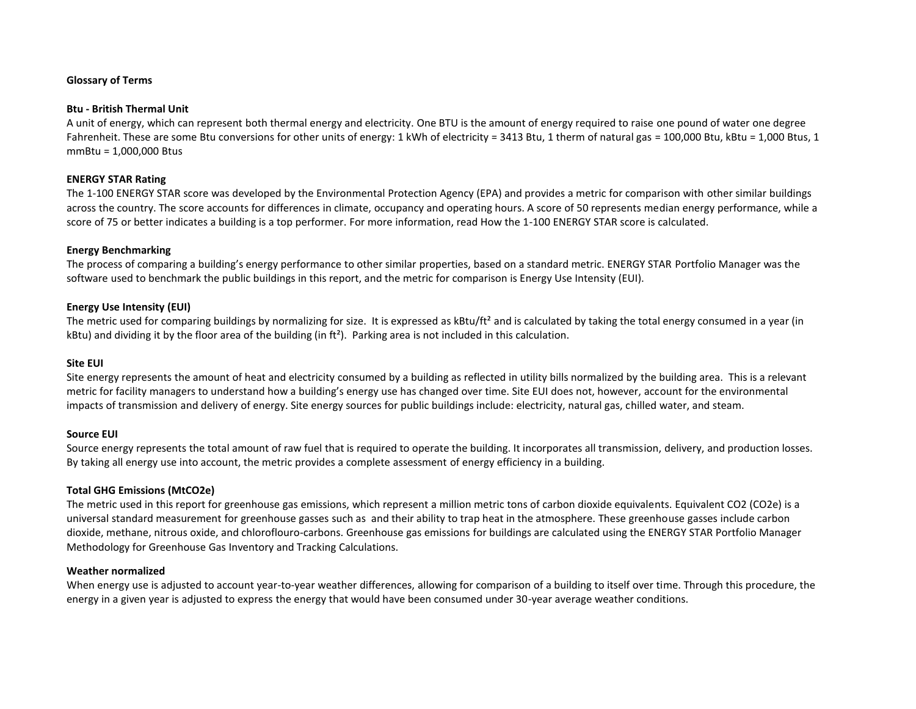**Glossary of Terms**

**Btu - British Thermal Unit**

A unit of energy, which can represent both thermal energy and electricity. One BTU is the amount of energy required to raise one pound of water one degree Fahrenheit. These are some Btu conversions for other units of energy: 1 kWh of electricity = 3413 Btu, 1 therm of natural gas = 100,000 Btu, kBtu = 1,000 Btus, 1 mmBtu = 1,000,000 Btus

**ENERGY STAR Rating**

The 1-100 ENERGY STAR score was developed by the Environmental Protection Agency (EPA) and provides a metric for comparison with other similar buildings across the country. The score accounts for differences in climate, occupancy and operating hours. A score of 50 represents median energy performance, while a score of 75 or better indicates a building is a top performer. For more information, read How the 1-100 ENERGY STAR score is calculated.

**Energy Benchmarking**

The process of comparing a building's energy performance to other similar properties, based on a standard metric. ENERGY STAR Portfolio Manager was the software used to benchmark the public buildings in this report, and the metric for comparison is Energy Use Intensity (EUI).

**Energy Use Intensity (EUI)**

The metric used for comparing buildings by normalizing for size. It is expressed as kBtu/ft² and is calculated by taking the total energy consumed in a year (in kBtu) and dividing it by the floor area of the building (in ft²). Parking area is not included in this calculation.

**Site EUI**

Site energy represents the amount of heat and electricity consumed by a building as reflected in utility bills normalized by the building area. This is a relevant metric for facility managers to understand how a building's energy use has changed over time. Site EUI does not, however, account for the environmental impacts of transmission and delivery of energy. Site energy sources for public buildings include: electricity, natural gas, chilled water, and steam.

**Source EUI**

Source energy represents the total amount of raw fuel that is required to operate the building. It incorporates all transmission, delivery, and production losses. By taking all energy use into account, the metric provides a complete assessment of energy efficiency in a building.

**Total GHG Emissions (MtCO2e)**

The metric used in this report for greenhouse gas emissions, which represent a million metric tons of carbon dioxide equivalents. Equivalent CO2 (CO2e) is a universal standard measurement for greenhouse gasses such as and their ability to trap heat in the atmosphere. These greenhouse gasses include carbon dioxide, methane, nitrous oxide, and chloroflouro-carbons. Greenhouse gas emissions for buildings are calculated using the ENERGY STAR Portfolio Manager Methodology for Greenhouse Gas Inventory and Tracking Calculations.

**Weather normalized**

When energy use is adjusted to account year-to-year weather differences, allowing for comparison of a building to itself over time. Through this procedure, the energy in a given year is adjusted to express the energy that would have been consumed under 30-year average weather conditions.